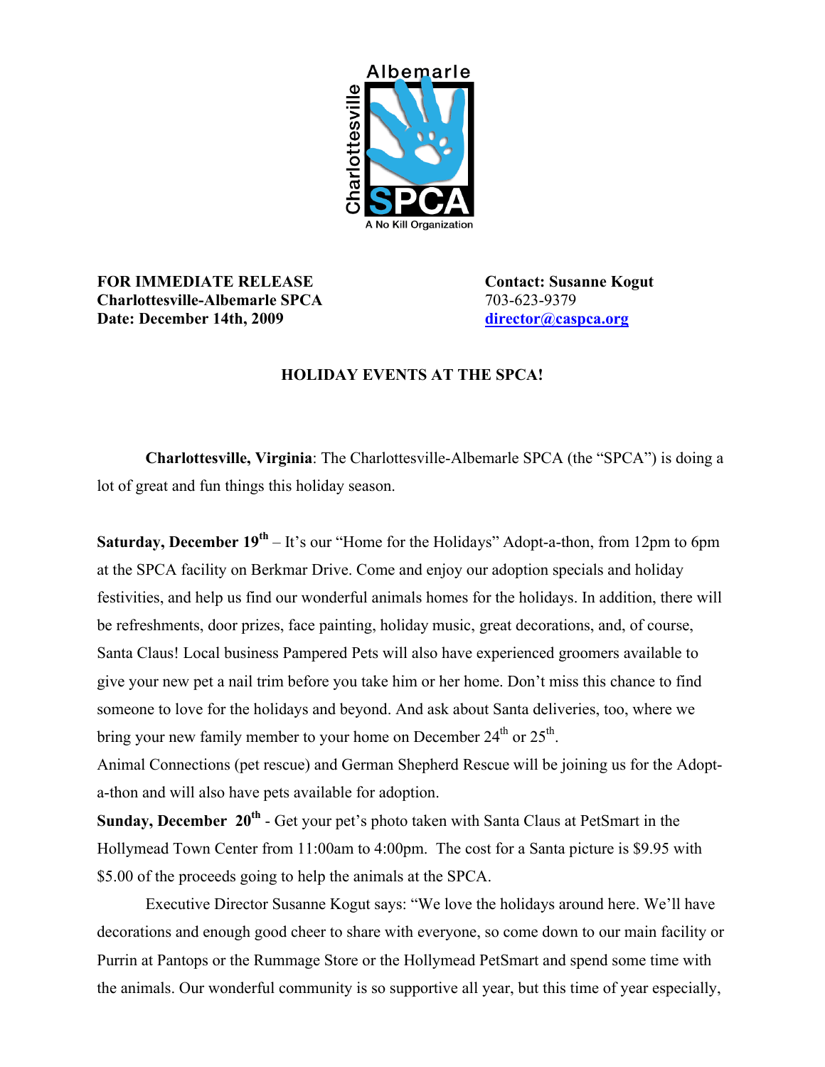FOR IMMEDIATE RELEASE
**Charlottesville-Albemarle SPCA**
**Date: December 14th, 2009**

**Contact: Susanne Kogut**
703-623-9379
director@caspca.org

## HOLIDAY EVENTS AT THE SPCA!

**Charlottesville, Virginia**: The Charlottesville-Albemarle SPCA (the "SPCA") is doing a lot of great and fun things this holiday season.

**Saturday, December 19th** – It's our "Home for the Holidays" Adopt-a-thon, from 12pm to 6pm at the SPCA facility on Berkmar Drive. Come and enjoy our adoption specials and holiday festivities, and help us find our wonderful animals homes for the holidays. In addition, there will be refreshments, door prizes, face painting, holiday music, great decorations, and, of course, Santa Claus! Local business Pampered Pets will also have experienced groomers available to give your new pet a nail trim before you take him or her home. Don't miss this chance to find someone to love for the holidays and beyond. And ask about Santa deliveries, too, where we bring your new family member to your home on December 24th or 25th.

Animal Connections (pet rescue) and German Shepherd Rescue will be joining us for the Adopt-a-thon and will also have pets available for adoption.

**Sunday, December 20th** - Get your pet's photo taken with Santa Claus at PetSmart in the Hollymead Town Center from 11:00am to 4:00pm. The cost for a Santa picture is $9.95 with $5.00 of the proceeds going to help the animals at the SPCA.

Executive Director Susanne Kogut says: "We love the holidays around here. We'll have decorations and enough good cheer to share with everyone, so come down to our main facility or Purrin at Pantops or the Rummage Store or the Hollymead PetSmart and spend some time with the animals. Our wonderful community is so supportive all year, but this time of year especially,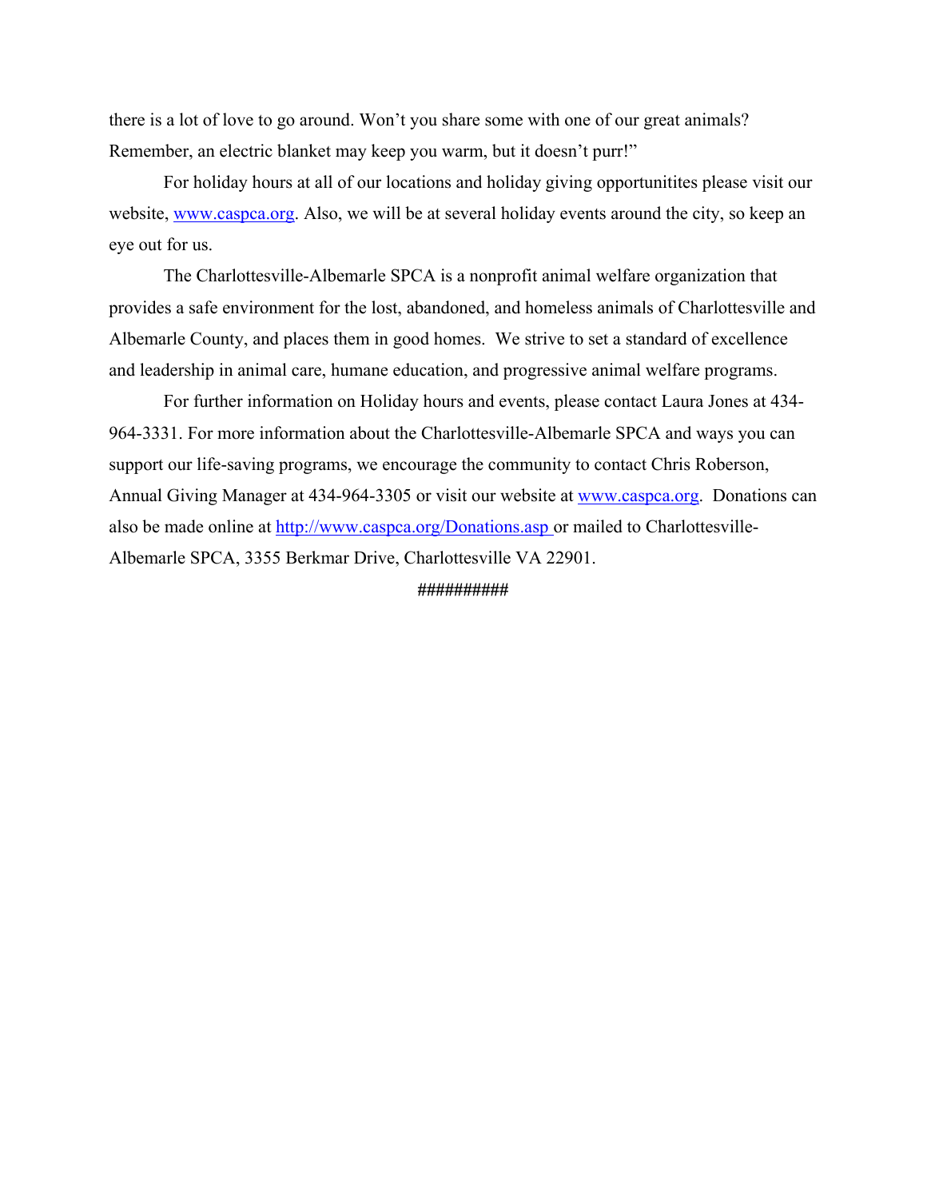there is a lot of love to go around. Won't you share some with one of our great animals? Remember, an electric blanket may keep you warm, but it doesn't purr!"

For holiday hours at all of our locations and holiday giving opportunitites please visit our website, www.caspca.org. Also, we will be at several holiday events around the city, so keep an eye out for us.

The Charlottesville-Albemarle SPCA is a nonprofit animal welfare organization that provides a safe environment for the lost, abandoned, and homeless animals of Charlottesville and Albemarle County, and places them in good homes. We strive to set a standard of excellence and leadership in animal care, humane education, and progressive animal welfare programs.

For further information on Holiday hours and events, please contact Laura Jones at 434-964-3331. For more information about the Charlottesville-Albemarle SPCA and ways you can support our life-saving programs, we encourage the community to contact Chris Roberson, Annual Giving Manager at 434-964-3305 or visit our website at www.caspca.org. Donations can also be made online at http://www.caspca.org/Donations.asp or mailed to Charlottesville-Albemarle SPCA, 3355 Berkmar Drive, Charlottesville VA 22901.

##########